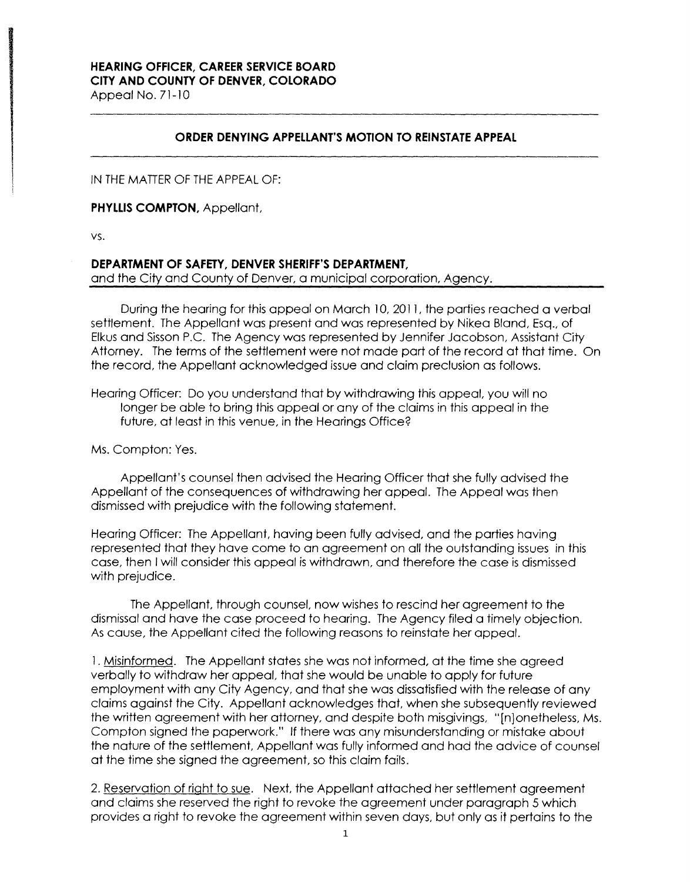**HEARING OFFICER, CAREER SERVICE BOARD**
**CITY AND COUNTY OF DENVER, COLORADO**
Appeal No. 71-10

---

## ORDER DENYING APPELLANT'S MOTION TO REINSTATE APPEAL

---

IN THE MATTER OF THE APPEAL OF:

**PHYLLIS COMPTON,** Appellant,

vs.

**DEPARTMENT OF SAFETY, DENVER SHERIFF'S DEPARTMENT,**
and the City and County of Denver, a municipal corporation, Agency.

---

During the hearing for this appeal on March 10, 2011, the parties reached a verbal settlement. The Appellant was present and was represented by Nikea Bland, Esq., of Elkus and Sisson P.C. The Agency was represented by Jennifer Jacobson, Assistant City Attorney. The terms of the settlement were not made part of the record at that time. On the record, the Appellant acknowledged issue and claim preclusion as follows.

Hearing Officer: Do you understand that by withdrawing this appeal, you will no longer be able to bring this appeal or any of the claims in this appeal in the future, at least in this venue, in the Hearings Office?

Ms. Compton: Yes.

Appellant's counsel then advised the Hearing Officer that she fully advised the Appellant of the consequences of withdrawing her appeal. The Appeal was then dismissed with prejudice with the following statement.

Hearing Officer: The Appellant, having been fully advised, and the parties having represented that they have come to an agreement on all the outstanding issues in this case, then I will consider this appeal is withdrawn, and therefore the case is dismissed with prejudice.

The Appellant, through counsel, now wishes to rescind her agreement to the dismissal and have the case proceed to hearing. The Agency filed a timely objection. As cause, the Appellant cited the following reasons to reinstate her appeal.

1. Misinformed. The Appellant states she was not informed, at the time she agreed verbally to withdraw her appeal, that she would be unable to apply for future employment with any City Agency, and that she was dissatisfied with the release of any claims against the City. Appellant acknowledges that, when she subsequently reviewed the written agreement with her attorney, and despite both misgivings, "[n]onetheless, Ms. Compton signed the paperwork." If there was any misunderstanding or mistake about the nature of the settlement, Appellant was fully informed and had the advice of counsel at the time she signed the agreement, so this claim fails.

2. Reservation of right to sue. Next, the Appellant attached her settlement agreement and claims she reserved the right to revoke the agreement under paragraph 5 which provides a right to revoke the agreement within seven days, but only as it pertains to the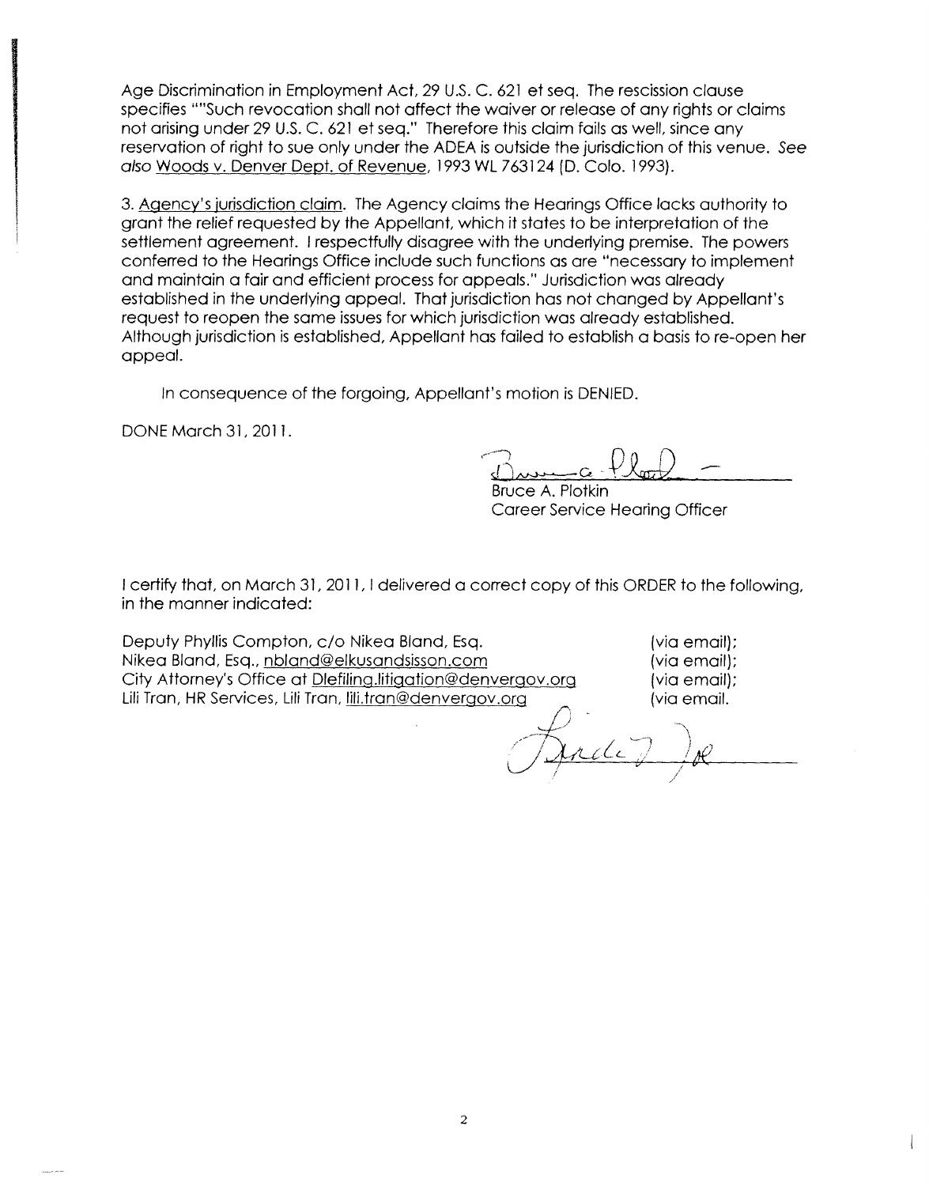Age Discrimination in Employment Act, 29 U.S. C. 621 et seq. The rescission clause specifies ""Such revocation shall not affect the waiver or release of any rights or claims not arising under 29 U.S. C. 621 et seq." Therefore this claim fails as well, since any reservation of right to sue only under the ADEA is outside the jurisdiction of this venue. *See also* Woods v. Denver Dept. of Revenue, 1993 WL 763124 (D. Colo. 1993).

3. Agency's jurisdiction claim. The Agency claims the Hearings Office lacks authority to grant the relief requested by the Appellant, which it states to be interpretation of the settlement agreement. I respectfully disagree with the underlying premise. The powers conferred to the Hearings Office include such functions as are "necessary to implement and maintain a fair and efficient process for appeals." Jurisdiction was already established in the underlying appeal. That jurisdiction has not changed by Appellant's request to reopen the same issues for which jurisdiction was already established. Although jurisdiction is established, Appellant has failed to establish a basis to re-open her appeal.

In consequence of the forgoing, Appellant's motion is DENIED.

DONE March 31, 2011.

Bruce A. Plotkin
Career Service Hearing Officer

I certify that, on March 31, 2011, I delivered a correct copy of this ORDER to the following, in the manner indicated:

Deputy Phyllis Compton, c/o Nikea Bland, Esq. (via email);
Nikea Bland, Esq., nbland@elkusandsisson.com (via email);
City Attorney's Office at Dlefiling.litigation@denvergov.org (via email);
Lili Tran, HR Services, Lili Tran, lili.tran@denvergov.org (via email.